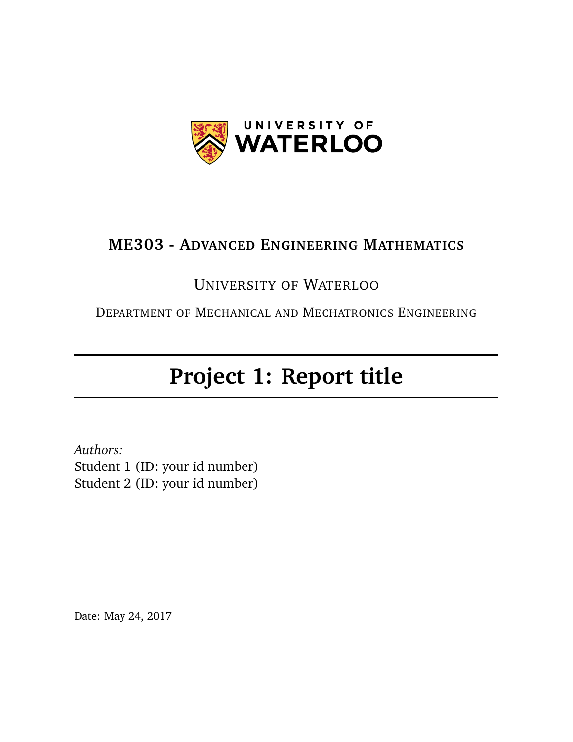UNIVERSITY OF
WATERLOO

**ME303 - Advanced Engineering Mathematics**

University of Waterloo

Department of Mechanical and Mechatronics Engineering

# Project 1: Report title

*Authors:*
Student 1 (ID: your id number)
Student 2 (ID: your id number)

Date: May 24, 2017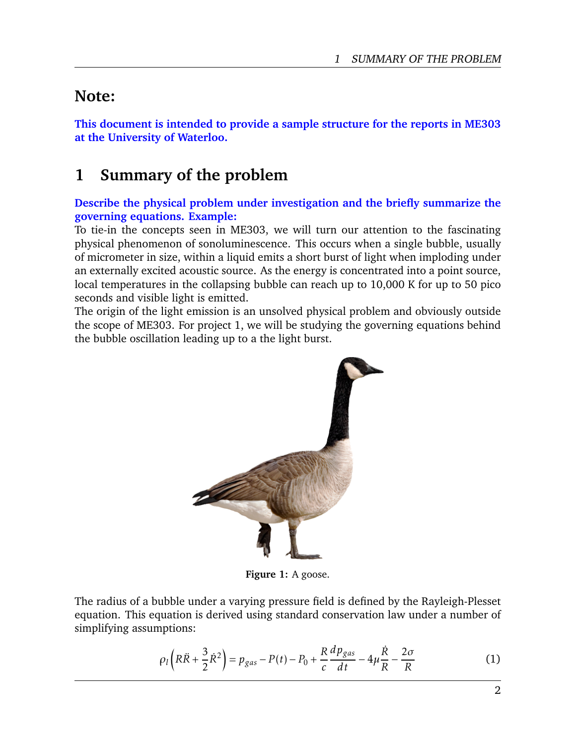## Note:

**This document is intended to provide a sample structure for the reports in ME303 at the University of Waterloo.**

# 1 Summary of the problem

**Describe the physical problem under investigation and the briefly summarize the governing equations. Example:**

To tie-in the concepts seen in ME303, we will turn our attention to the fascinating physical phenomenon of sonoluminescence. This occurs when a single bubble, usually of micrometer in size, within a liquid emits a short burst of light when imploding under an externally excited acoustic source. As the energy is concentrated into a point source, local temperatures in the collapsing bubble can reach up to 10,000 K for up to 50 pico seconds and visible light is emitted.

The origin of the light emission is an unsolved physical problem and obviously outside the scope of ME303. For project 1, we will be studying the governing equations behind the bubble oscillation leading up to a the light burst.

**Figure 1:** A goose.

The radius of a bubble under a varying pressure field is defined by the Rayleigh-Plesset equation. This equation is derived using standard conservation law under a number of simplifying assumptions:

$$\rho_l \left( R\ddot{R} + \frac{3}{2}\dot{R}^2 \right) = p_{gas} - P(t) - P_0 + \frac{R}{c}\frac{dp_{gas}}{dt} - 4\mu\frac{\dot{R}}{R} - \frac{2\sigma}{R} \tag{1}$$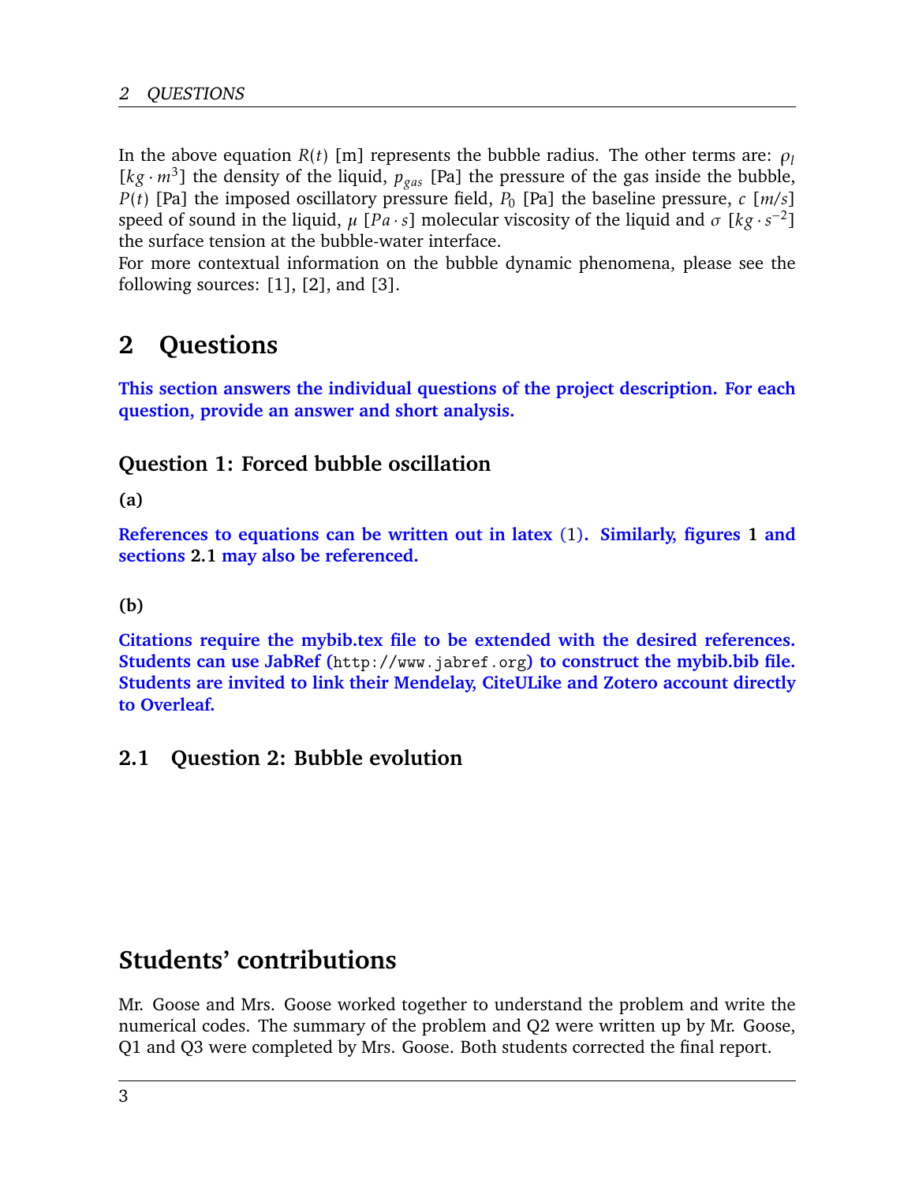In the above equation $R(t)$ [m] represents the bubble radius. The other terms are: $\rho_l$ $[kg \cdot m^3]$ the density of the liquid, $p_{gas}$ [Pa] the pressure of the gas inside the bubble, $P(t)$ [Pa] the imposed oscillatory pressure field, $P_0$ [Pa] the baseline pressure, $c$ $[m/s]$ speed of sound in the liquid, $\mu$ $[Pa \cdot s]$ molecular viscosity of the liquid and $\sigma$ $[kg \cdot s^{-2}]$ the surface tension at the bubble-water interface.
For more contextual information on the bubble dynamic phenomena, please see the following sources: [1], [2], and [3].

# 2 Questions

**This section answers the individual questions of the project description. For each question, provide an answer and short analysis.**

### Question 1: Forced bubble oscillation

**(a)**

**References to equations can be written out in latex (1). Similarly, figures 1 and sections 2.1 may also be referenced.**

**(b)**

**Citations require the mybib.tex file to be extended with the desired references. Students can use JabRef (`http://www.jabref.org`) to construct the mybib.bib file. Students are invited to link their Mendelay, CiteULike and Zotero account directly to Overleaf.**

## 2.1 Question 2: Bubble evolution

# Students' contributions

Mr. Goose and Mrs. Goose worked together to understand the problem and write the numerical codes. The summary of the problem and Q2 were written up by Mr. Goose, Q1 and Q3 were completed by Mrs. Goose. Both students corrected the final report.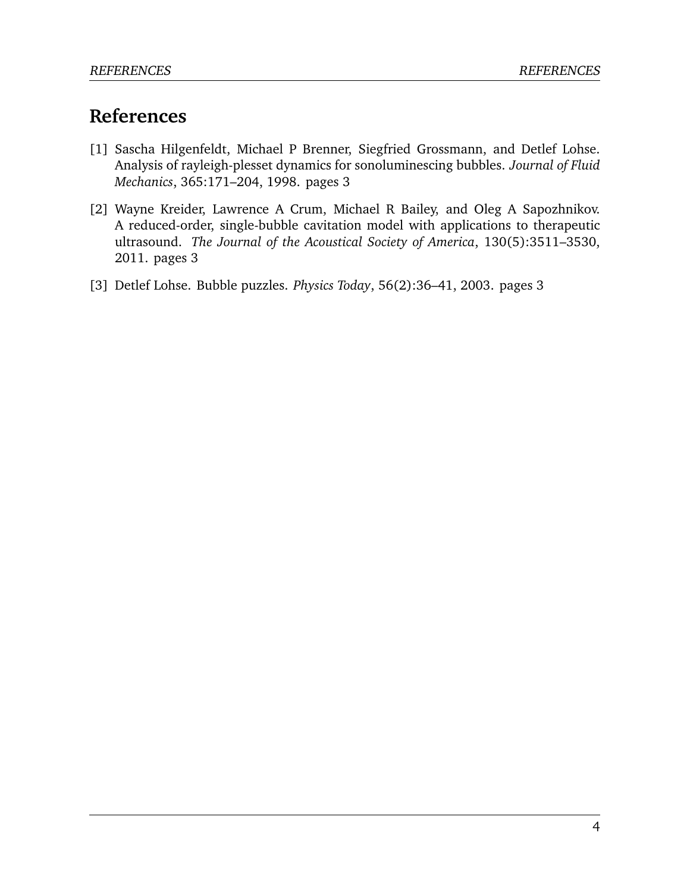# References

[1] Sascha Hilgenfeldt, Michael P Brenner, Siegfried Grossmann, and Detlef Lohse. Analysis of rayleigh-plesset dynamics for sonoluminescing bubbles. *Journal of Fluid Mechanics*, 365:171–204, 1998. pages 3

[2] Wayne Kreider, Lawrence A Crum, Michael R Bailey, and Oleg A Sapozhnikov. A reduced-order, single-bubble cavitation model with applications to therapeutic ultrasound. *The Journal of the Acoustical Society of America*, 130(5):3511–3530, 2011. pages 3

[3] Detlef Lohse. Bubble puzzles. *Physics Today*, 56(2):36–41, 2003. pages 3